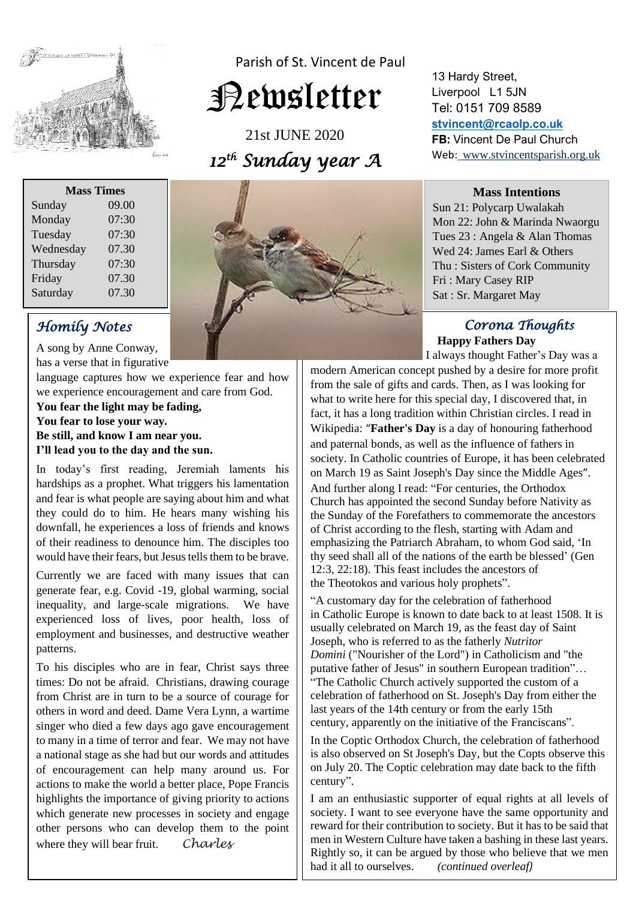Parish of St. Vincent de Paul

# Newsletter

21st JUNE 2020

*12th Sunday year A*

13 Hardy Street,
Liverpool L1 5JN
Tel: 0151 709 8589
**stvincent@rcaolp.co.uk**
**FB:** Vincent De Paul Church
Web: www.stvincentsparish.org.uk

| Mass Times | |
|---|---|
| Sunday | 09.00 |
| Monday | 07:30 |
| Tuesday | 07:30 |
| Wednesday | 07.30 |
| Thursday | 07:30 |
| Friday | 07.30 |
| Saturday | 07.30 |

**Mass Intentions**

Sun 21: Polycarp Uwalakah
Mon 22: John & Marinda Nwaorgu
Tues 23 : Angela & Alan Thomas
Wed 24: James Earl & Others
Thu : Sisters of Cork Community
Fri : Mary Casey RIP
Sat : Sr. Margaret May

## *Homily Notes*

A song by Anne Conway, has a verse that in figurative language captures how we experience fear and how we experience encouragement and care from God.

**You fear the light may be fading,**
**You fear to lose your way.**
**Be still, and know I am near you.**
**I'll lead you to the day and the sun.**

In today's first reading, Jeremiah laments his hardships as a prophet. What triggers his lamentation and fear is what people are saying about him and what they could do to him. He hears many wishing his downfall, he experiences a loss of friends and knows of their readiness to denounce him. The disciples too would have their fears, but Jesus tells them to be brave.

Currently we are faced with many issues that can generate fear, e.g. Covid -19, global warming, social inequality, and large-scale migrations. We have experienced loss of lives, poor health, loss of employment and businesses, and destructive weather patterns.

To his disciples who are in fear, Christ says three times: Do not be afraid. Christians, drawing courage from Christ are in turn to be a source of courage for others in word and deed. Dame Vera Lynn, a wartime singer who died a few days ago gave encouragement to many in a time of terror and fear. We may not have a national stage as she had but our words and attitudes of encouragement can help many around us. For actions to make the world a better place, Pope Francis highlights the importance of giving priority to actions which generate new processes in society and engage other persons who can develop them to the point where they will bear fruit. *Charles*

## *Corona Thoughts*

**Happy Fathers Day**

I always thought Father's Day was a modern American concept pushed by a desire for more profit from the sale of gifts and cards. Then, as I was looking for what to write here for this special day, I discovered that, in fact, it has a long tradition within Christian circles. I read in Wikipedia: "**Father's Day** is a day of honouring fatherhood and paternal bonds, as well as the influence of fathers in society. In Catholic countries of Europe, it has been celebrated on March 19 as Saint Joseph's Day since the Middle Ages". And further along I read: "For centuries, the Orthodox Church has appointed the second Sunday before Nativity as the Sunday of the Forefathers to commemorate the ancestors of Christ according to the flesh, starting with Adam and emphasizing the Patriarch Abraham, to whom God said, 'In thy seed shall all of the nations of the earth be blessed' (Gen 12:3, 22:18). This feast includes the ancestors of the Theotokos and various holy prophets".

"A customary day for the celebration of fatherhood in Catholic Europe is known to date back to at least 1508. It is usually celebrated on March 19, as the feast day of Saint Joseph, who is referred to as the fatherly *Nutritor Domini* ("Nourisher of the Lord") in Catholicism and "the putative father of Jesus" in southern European tradition"… "The Catholic Church actively supported the custom of a celebration of fatherhood on St. Joseph's Day from either the last years of the 14th century or from the early 15th century, apparently on the initiative of the Franciscans".

In the Coptic Orthodox Church, the celebration of fatherhood is also observed on St Joseph's Day, but the Copts observe this on July 20. The Coptic celebration may date back to the fifth century".

I am an enthusiastic supporter of equal rights at all levels of society. I want to see everyone have the same opportunity and reward for their contribution to society. But it has to be said that men in Western Culture have taken a bashing in these last years. Rightly so, it can be argued by those who believe that we men had it all to ourselves. *(continued overleaf)*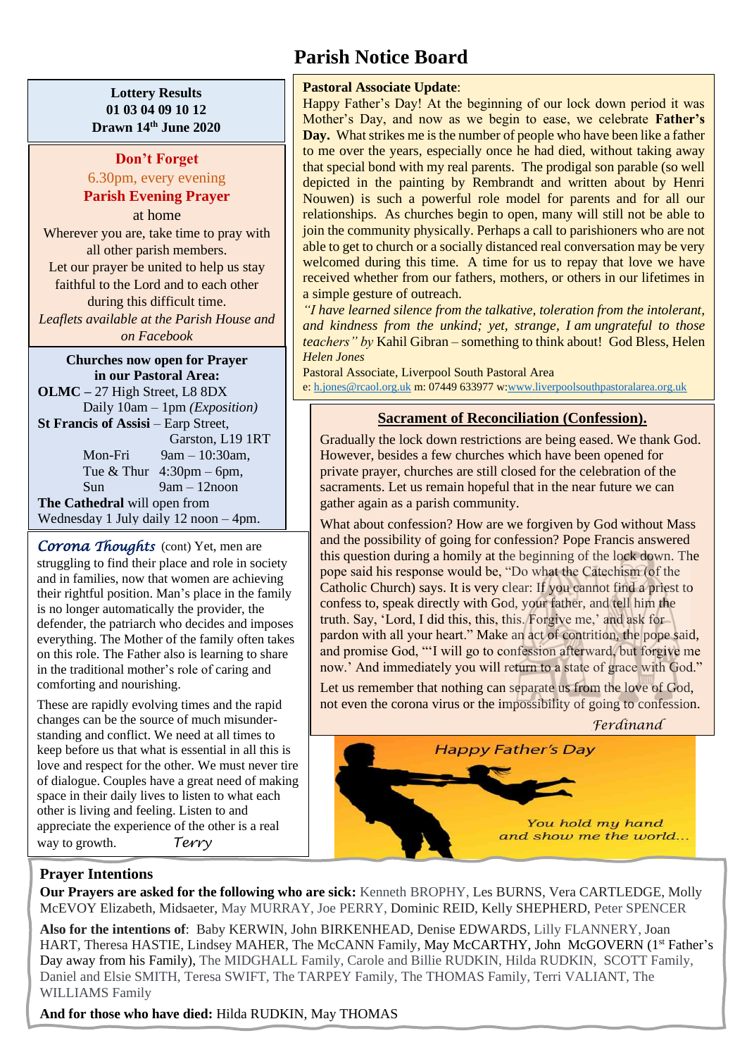# Parish Notice Board

**Lottery Results**
**01 03 04 09 10 12**
**Drawn 14th June 2020**

**Don't Forget**
6.30pm, every evening
**Parish Evening Prayer**
at home

Wherever you are, take time to pray with all other parish members.
Let our prayer be united to help us stay faithful to the Lord and to each other during this difficult time.
*Leaflets available at the Parish House and on Facebook*

**Churches now open for Prayer in our Pastoral Area:**

**OLMC** – 27 High Street, L8 8DX
Daily 10am – 1pm *(Exposition)*

**St Francis of Assisi** – Earp Street, Garston, L19 1RT
Mon-Fri 9am – 10:30am,
Tue & Thur 4:30pm – 6pm,
Sun 9am – 12noon

**The Cathedral** will open from Wednesday 1 July daily 12 noon – 4pm.

***Corona Thoughts*** (cont) Yet, men are struggling to find their place and role in society and in families, now that women are achieving their rightful position. Man's place in the family is no longer automatically the provider, the defender, the patriarch who decides and imposes everything. The Mother of the family often takes on this role. The Father also is learning to share in the traditional mother's role of caring and comforting and nourishing.

These are rapidly evolving times and the rapid changes can be the source of much misunderstanding and conflict. We need at all times to keep before us that what is essential in all this is love and respect for the other. We must never tire of dialogue. Couples have a great need of making space in their daily lives to listen to what each other is living and feeling. Listen to and appreciate the experience of the other is a real way to growth. *Terry*

**Pastoral Associate Update**:
Happy Father's Day! At the beginning of our lock down period it was Mother's Day, and now as we begin to ease, we celebrate **Father's Day.** What strikes me is the number of people who have been like a father to me over the years, especially once he had died, without taking away that special bond with my real parents. The prodigal son parable (so well depicted in the painting by Rembrandt and written about by Henri Nouwen) is such a powerful role model for parents and for all our relationships. As churches begin to open, many will still not be able to join the community physically. Perhaps a call to parishioners who are not able to get to church or a socially distanced real conversation may be very welcomed during this time. A time for us to repay that love we have received whether from our fathers, mothers, or others in our lifetimes in a simple gesture of outreach.
*"I have learned silence from the talkative, toleration from the intolerant, and kindness from the unkind; yet, strange, I am ungrateful to those teachers" by* Kahil Gibran – something to think about! God Bless, Helen
*Helen Jones*
Pastoral Associate, Liverpool South Pastoral Area
e: h.jones@rcaol.org.uk m: 07449 633977 w:www.liverpoolsouthpastoralarea.org.uk

## Sacrament of Reconciliation (Confession).

Gradually the lock down restrictions are being eased. We thank God. However, besides a few churches which have been opened for private prayer, churches are still closed for the celebration of the sacraments. Let us remain hopeful that in the near future we can gather again as a parish community.

What about confession? How are we forgiven by God without Mass and the possibility of going for confession? Pope Francis answered this question during a homily at the beginning of the lock down. The pope said his response would be, "Do what the Catechism (of the Catholic Church) says. It is very clear: If you cannot find a priest to confess to, speak directly with God, your father, and tell him the truth. Say, 'Lord, I did this, this, this. Forgive me,' and ask for pardon with all your heart." Make an act of contrition, the pope said, and promise God, "'I will go to confession afterward, but forgive me now.' And immediately you will return to a state of grace with God."

Let us remember that nothing can separate us from the love of God, not even the corona virus or the impossibility of going to confession.

*Ferdinand*

Happy Father's Day
You hold my hand and show me the world...

**Prayer Intentions**

**Our Prayers are asked for the following who are sick:** Kenneth BROPHY, Les BURNS, Vera CARTLEDGE, Molly McEVOY Elizabeth, Midsaeter, May MURRAY, Joe PERRY, Dominic REID, Kelly SHEPHERD, Peter SPENCER

**Also for the intentions of**: Baby KERWIN, John BIRKENHEAD, Denise EDWARDS, Lilly FLANNERY, Joan HART, Theresa HASTIE, Lindsey MAHER, The McCANN Family, May McCARTHY, John McGOVERN (1st Father's Day away from his Family), The MIDGHALL Family, Carole and Billie RUDKIN, Hilda RUDKIN, SCOTT Family, Daniel and Elsie SMITH, Teresa SWIFT, The TARPEY Family, The THOMAS Family, Terri VALIANT, The WILLIAMS Family

**And for those who have died:** Hilda RUDKIN, May THOMAS